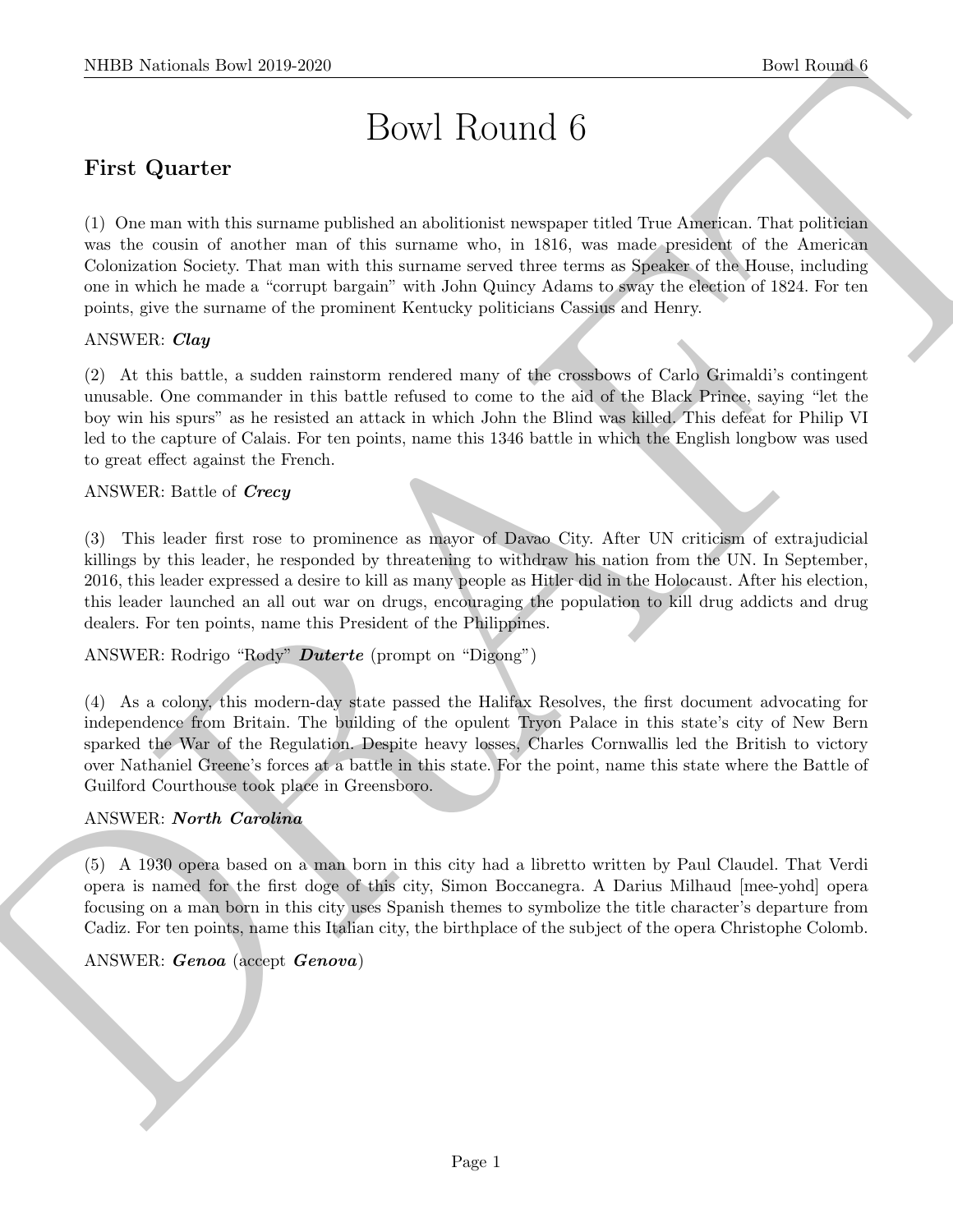# Bowl Round 6

## First Quarter

(1) One man with this surname published an abolitionist newspaper titled True American. That politician was the cousin of another man of this surname who, in 1816, was made president of the American Colonization Society. That man with this surname served three terms as Speaker of the House, including one in which he made a "corrupt bargain" with John Quincy Adams to sway the election of 1824. For ten points, give the surname of the prominent Kentucky politicians Cassius and Henry.

ANSWER: ***Clay***

(2) At this battle, a sudden rainstorm rendered many of the crossbows of Carlo Grimaldi's contingent unusable. One commander in this battle refused to come to the aid of the Black Prince, saying "let the boy win his spurs" as he resisted an attack in which John the Blind was killed. This defeat for Philip VI led to the capture of Calais. For ten points, name this 1346 battle in which the English longbow was used to great effect against the French.

ANSWER: Battle of ***Crecy***

(3) This leader first rose to prominence as mayor of Davao City. After UN criticism of extrajudicial killings by this leader, he responded by threatening to withdraw his nation from the UN. In September, 2016, this leader expressed a desire to kill as many people as Hitler did in the Holocaust. After his election, this leader launched an all out war on drugs, encouraging the population to kill drug addicts and drug dealers. For ten points, name this President of the Philippines.

ANSWER: Rodrigo "Rody" ***Duterte*** (prompt on "Digong")

(4) As a colony, this modern-day state passed the Halifax Resolves, the first document advocating for independence from Britain. The building of the opulent Tryon Palace in this state's city of New Bern sparked the War of the Regulation. Despite heavy losses, Charles Cornwallis led the British to victory over Nathaniel Greene's forces at a battle in this state. For the point, name this state where the Battle of Guilford Courthouse took place in Greensboro.

ANSWER: ***North Carolina***

(5) A 1930 opera based on a man born in this city had a libretto written by Paul Claudel. That Verdi opera is named for the first doge of this city, Simon Boccanegra. A Darius Milhaud [mee-yohd] opera focusing on a man born in this city uses Spanish themes to symbolize the title character's departure from Cadiz. For ten points, name this Italian city, the birthplace of the subject of the opera Christophe Colomb.

ANSWER: ***Genoa*** (accept ***Genova***)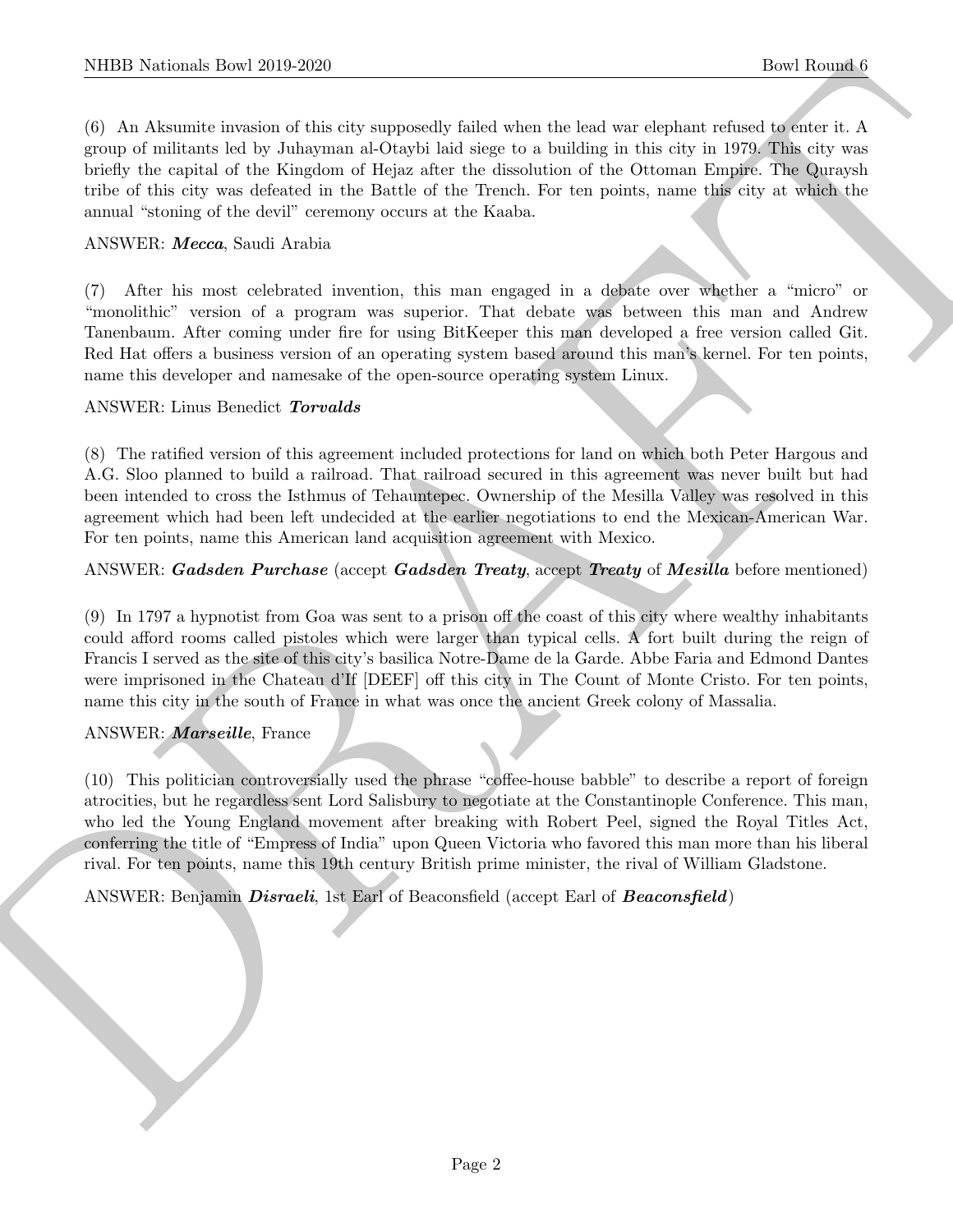(6) An Aksumite invasion of this city supposedly failed when the lead war elephant refused to enter it. A group of militants led by Juhayman al-Otaybi laid siege to a building in this city in 1979. This city was briefly the capital of the Kingdom of Hejaz after the dissolution of the Ottoman Empire. The Quraysh tribe of this city was defeated in the Battle of the Trench. For ten points, name this city at which the annual "stoning of the devil" ceremony occurs at the Kaaba.

ANSWER: ***Mecca***, Saudi Arabia

(7) After his most celebrated invention, this man engaged in a debate over whether a "micro" or "monolithic" version of a program was superior. That debate was between this man and Andrew Tanenbaum. After coming under fire for using BitKeeper this man developed a free version called Git. Red Hat offers a business version of an operating system based around this man's kernel. For ten points, name this developer and namesake of the open-source operating system Linux.

ANSWER: Linus Benedict ***Torvalds***

(8) The ratified version of this agreement included protections for land on which both Peter Hargous and A.G. Sloo planned to build a railroad. That railroad secured in this agreement was never built but had been intended to cross the Isthmus of Tehauntepec. Ownership of the Mesilla Valley was resolved in this agreement which had been left undecided at the earlier negotiations to end the Mexican-American War. For ten points, name this American land acquisition agreement with Mexico.

ANSWER: ***Gadsden Purchase*** (accept ***Gadsden Treaty***, accept ***Treaty*** of ***Mesilla*** before mentioned)

(9) In 1797 a hypnotist from Goa was sent to a prison off the coast of this city where wealthy inhabitants could afford rooms called pistoles which were larger than typical cells. A fort built during the reign of Francis I served as the site of this city's basilica Notre-Dame de la Garde. Abbe Faria and Edmond Dantes were imprisoned in the Chateau d'If [DEEF] off this city in The Count of Monte Cristo. For ten points, name this city in the south of France in what was once the ancient Greek colony of Massalia.

ANSWER: ***Marseille***, France

(10) This politician controversially used the phrase "coffee-house babble" to describe a report of foreign atrocities, but he regardless sent Lord Salisbury to negotiate at the Constantinople Conference. This man, who led the Young England movement after breaking with Robert Peel, signed the Royal Titles Act, conferring the title of "Empress of India" upon Queen Victoria who favored this man more than his liberal rival. For ten points, name this 19th century British prime minister, the rival of William Gladstone.

ANSWER: Benjamin ***Disraeli***, 1st Earl of Beaconsfield (accept Earl of ***Beaconsfield***)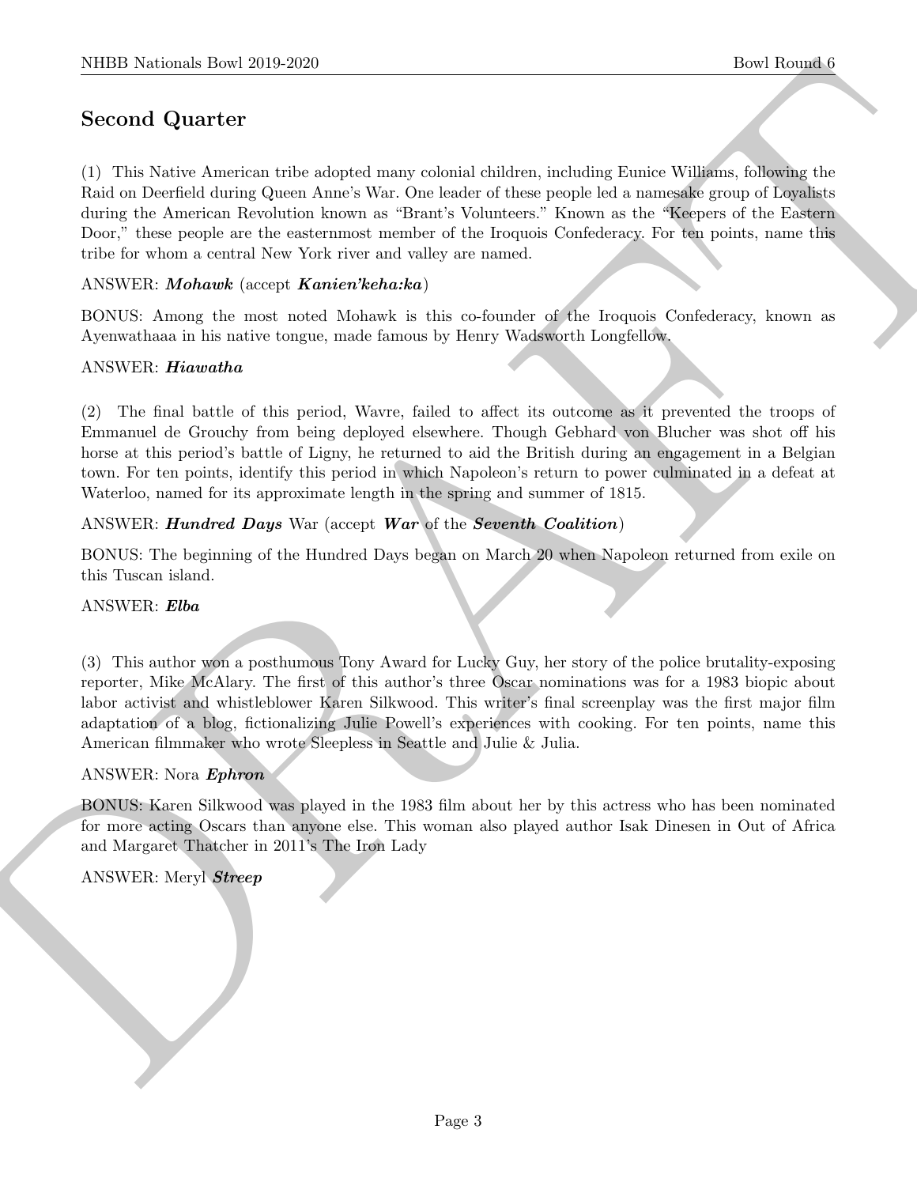## Second Quarter

(1) This Native American tribe adopted many colonial children, including Eunice Williams, following the Raid on Deerfield during Queen Anne's War. One leader of these people led a namesake group of Loyalists during the American Revolution known as "Brant's Volunteers." Known as the "Keepers of the Eastern Door," these people are the easternmost member of the Iroquois Confederacy. For ten points, name this tribe for whom a central New York river and valley are named.

ANSWER: ***Mohawk*** (accept ***Kanien'keha:ka***)

BONUS: Among the most noted Mohawk is this co-founder of the Iroquois Confederacy, known as Ayenwathaaa in his native tongue, made famous by Henry Wadsworth Longfellow.

ANSWER: ***Hiawatha***

(2) The final battle of this period, Wavre, failed to affect its outcome as it prevented the troops of Emmanuel de Grouchy from being deployed elsewhere. Though Gebhard von Blucher was shot off his horse at this period's battle of Ligny, he returned to aid the British during an engagement in a Belgian town. For ten points, identify this period in which Napoleon's return to power culminated in a defeat at Waterloo, named for its approximate length in the spring and summer of 1815.

ANSWER: ***Hundred Days*** War (accept ***War*** of the ***Seventh Coalition***)

BONUS: The beginning of the Hundred Days began on March 20 when Napoleon returned from exile on this Tuscan island.

ANSWER: ***Elba***

(3) This author won a posthumous Tony Award for Lucky Guy, her story of the police brutality-exposing reporter, Mike McAlary. The first of this author's three Oscar nominations was for a 1983 biopic about labor activist and whistleblower Karen Silkwood. This writer's final screenplay was the first major film adaptation of a blog, fictionalizing Julie Powell's experiences with cooking. For ten points, name this American filmmaker who wrote Sleepless in Seattle and Julie & Julia.

ANSWER: Nora ***Ephron***

BONUS: Karen Silkwood was played in the 1983 film about her by this actress who has been nominated for more acting Oscars than anyone else. This woman also played author Isak Dinesen in Out of Africa and Margaret Thatcher in 2011's The Iron Lady

ANSWER: Meryl ***Streep***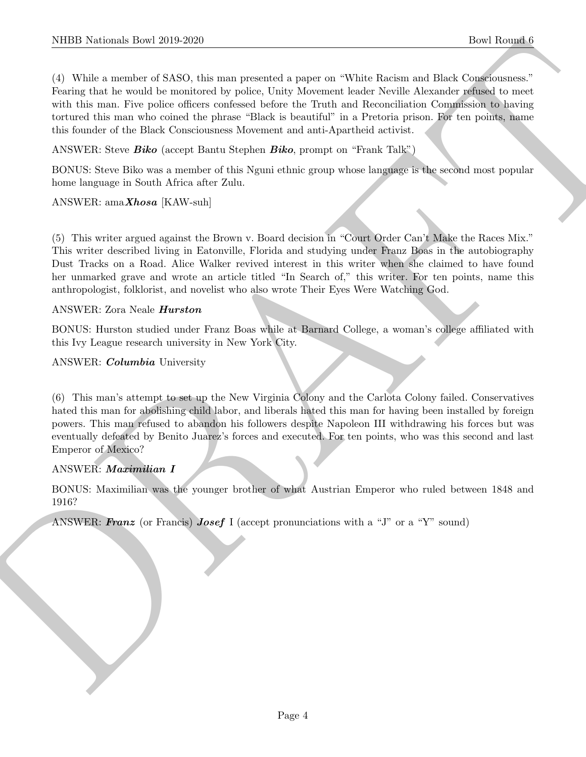(4) While a member of SASO, this man presented a paper on "White Racism and Black Consciousness." Fearing that he would be monitored by police, Unity Movement leader Neville Alexander refused to meet with this man. Five police officers confessed before the Truth and Reconciliation Commission to having tortured this man who coined the phrase "Black is beautiful" in a Pretoria prison. For ten points, name this founder of the Black Consciousness Movement and anti-Apartheid activist.

ANSWER: Steve ***Biko*** (accept Bantu Stephen ***Biko***, prompt on "Frank Talk")

BONUS: Steve Biko was a member of this Nguni ethnic group whose language is the second most popular home language in South Africa after Zulu.

ANSWER: ama***Xhosa*** [KAW-suh]

(5) This writer argued against the Brown v. Board decision in "Court Order Can't Make the Races Mix." This writer described living in Eatonville, Florida and studying under Franz Boas in the autobiography Dust Tracks on a Road. Alice Walker revived interest in this writer when she claimed to have found her unmarked grave and wrote an article titled "In Search of," this writer. For ten points, name this anthropologist, folklorist, and novelist who also wrote Their Eyes Were Watching God.

ANSWER: Zora Neale ***Hurston***

BONUS: Hurston studied under Franz Boas while at Barnard College, a woman's college affiliated with this Ivy League research university in New York City.

ANSWER: ***Columbia*** University

(6) This man's attempt to set up the New Virginia Colony and the Carlota Colony failed. Conservatives hated this man for abolishing child labor, and liberals hated this man for having been installed by foreign powers. This man refused to abandon his followers despite Napoleon III withdrawing his forces but was eventually defeated by Benito Juarez's forces and executed. For ten points, who was this second and last Emperor of Mexico?

ANSWER: ***Maximilian I***

BONUS: Maximilian was the younger brother of what Austrian Emperor who ruled between 1848 and 1916?

ANSWER: ***Franz*** (or Francis) ***Josef*** I (accept pronunciations with a "J" or a "Y" sound)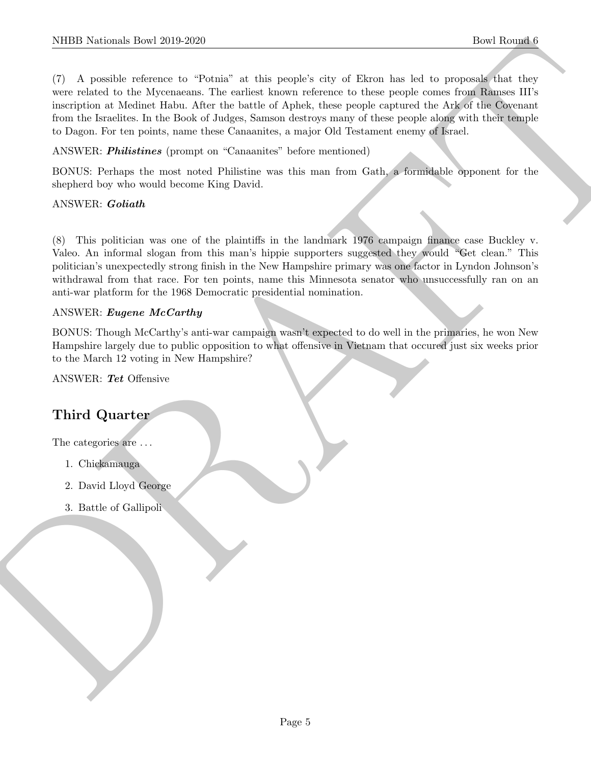(7) A possible reference to "Potnia" at this people's city of Ekron has led to proposals that they were related to the Mycenaeans. The earliest known reference to these people comes from Ramses III's inscription at Medinet Habu. After the battle of Aphek, these people captured the Ark of the Covenant from the Israelites. In the Book of Judges, Samson destroys many of these people along with their temple to Dagon. For ten points, name these Canaanites, a major Old Testament enemy of Israel.

ANSWER: ***Philistines*** (prompt on "Canaanites" before mentioned)

BONUS: Perhaps the most noted Philistine was this man from Gath, a formidable opponent for the shepherd boy who would become King David.

ANSWER: ***Goliath***

(8) This politician was one of the plaintiffs in the landmark 1976 campaign finance case Buckley v. Valeo. An informal slogan from this man's hippie supporters suggested they would "Get clean." This politician's unexpectedly strong finish in the New Hampshire primary was one factor in Lyndon Johnson's withdrawal from that race. For ten points, name this Minnesota senator who unsuccessfully ran on an anti-war platform for the 1968 Democratic presidential nomination.

ANSWER: ***Eugene McCarthy***

BONUS: Though McCarthy's anti-war campaign wasn't expected to do well in the primaries, he won New Hampshire largely due to public opposition to what offensive in Vietnam that occured just six weeks prior to the March 12 voting in New Hampshire?

ANSWER: ***Tet*** Offensive

## Third Quarter

The categories are ...

1. Chickamauga
2. David Lloyd George
3. Battle of Gallipoli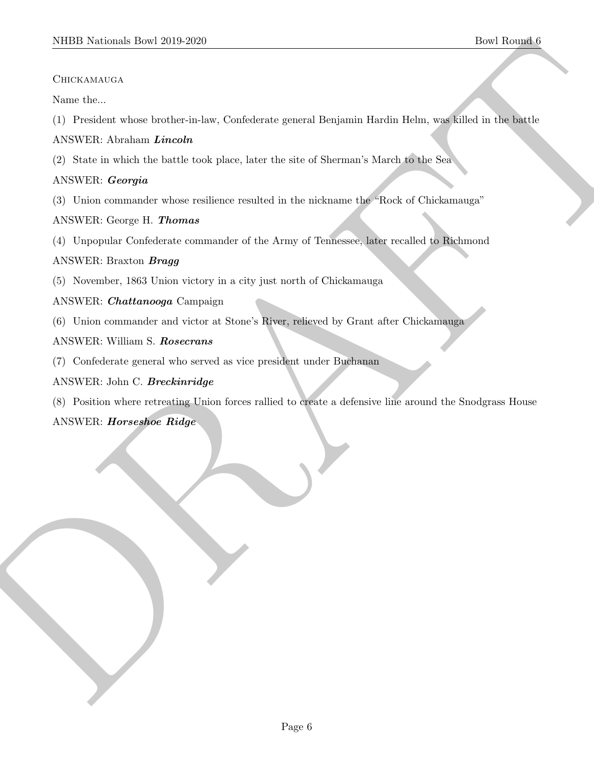Chickamauga

Name the...

(1) President whose brother-in-law, Confederate general Benjamin Hardin Helm, was killed in the battle

ANSWER: Abraham ***Lincoln***

(2) State in which the battle took place, later the site of Sherman's March to the Sea

ANSWER: ***Georgia***

(3) Union commander whose resilience resulted in the nickname the "Rock of Chickamauga"

ANSWER: George H. ***Thomas***

(4) Unpopular Confederate commander of the Army of Tennessee, later recalled to Richmond

ANSWER: Braxton ***Bragg***

(5) November, 1863 Union victory in a city just north of Chickamauga

ANSWER: ***Chattanooga*** Campaign

(6) Union commander and victor at Stone's River, relieved by Grant after Chickamauga

ANSWER: William S. ***Rosecrans***

(7) Confederate general who served as vice president under Buchanan

ANSWER: John C. ***Breckinridge***

(8) Position where retreating Union forces rallied to create a defensive line around the Snodgrass House

ANSWER: ***Horseshoe Ridge***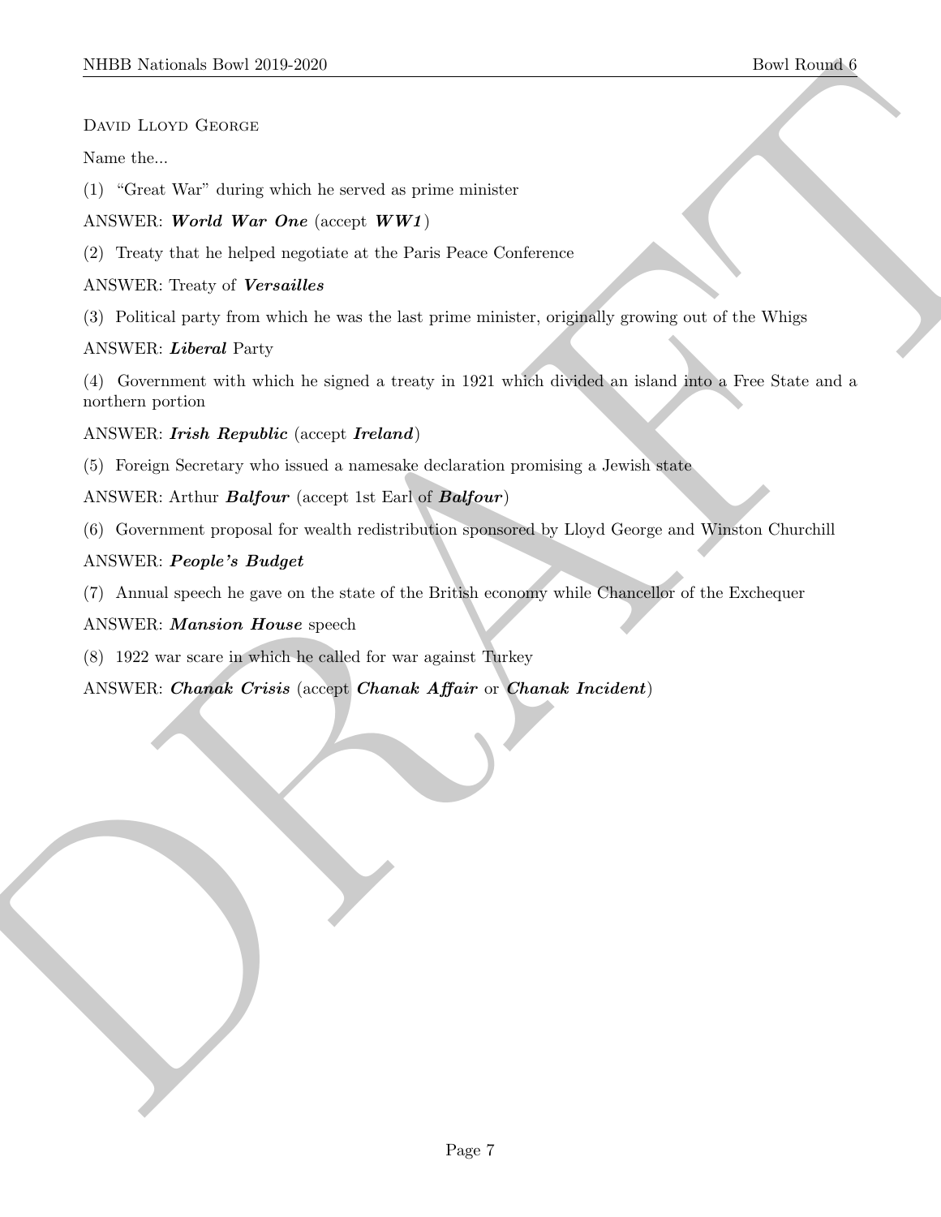David Lloyd George

Name the...

(1) "Great War" during which he served as prime minister

ANSWER: ***World War One*** (accept ***WW1***)

(2) Treaty that he helped negotiate at the Paris Peace Conference

ANSWER: Treaty of ***Versailles***

(3) Political party from which he was the last prime minister, originally growing out of the Whigs

ANSWER: ***Liberal*** Party

(4) Government with which he signed a treaty in 1921 which divided an island into a Free State and a northern portion

ANSWER: ***Irish Republic*** (accept ***Ireland***)

(5) Foreign Secretary who issued a namesake declaration promising a Jewish state

ANSWER: Arthur ***Balfour*** (accept 1st Earl of ***Balfour***)

(6) Government proposal for wealth redistribution sponsored by Lloyd George and Winston Churchill

ANSWER: ***People's Budget***

(7) Annual speech he gave on the state of the British economy while Chancellor of the Exchequer

ANSWER: ***Mansion House*** speech

(8) 1922 war scare in which he called for war against Turkey

ANSWER: ***Chanak Crisis*** (accept ***Chanak Affair*** or ***Chanak Incident***)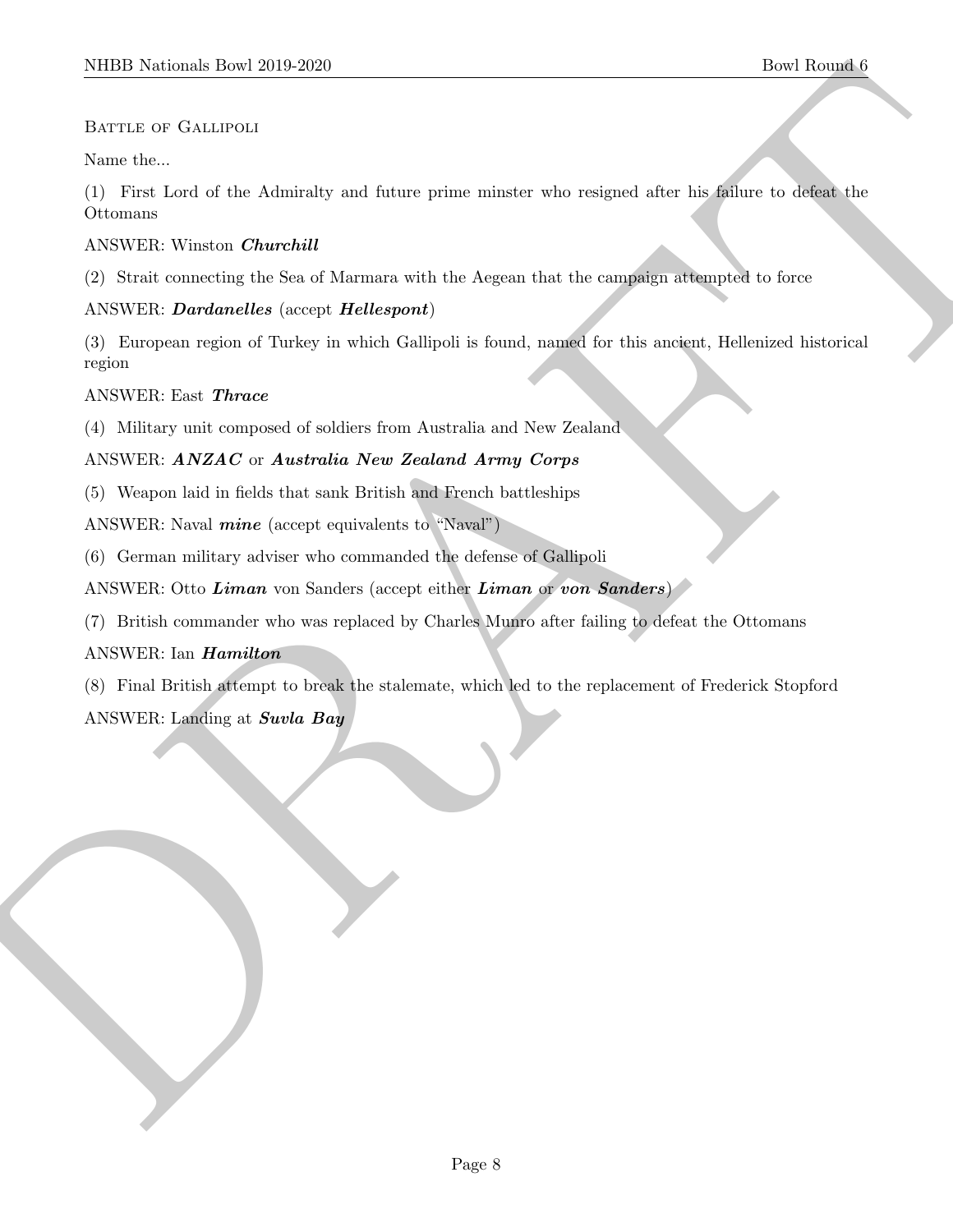Battle of Gallipoli

Name the...

(1) First Lord of the Admiralty and future prime minster who resigned after his failure to defeat the Ottomans

ANSWER: Winston ***Churchill***

(2) Strait connecting the Sea of Marmara with the Aegean that the campaign attempted to force

ANSWER: ***Dardanelles*** (accept ***Hellespont***)

(3) European region of Turkey in which Gallipoli is found, named for this ancient, Hellenized historical region

ANSWER: East ***Thrace***

(4) Military unit composed of soldiers from Australia and New Zealand

ANSWER: ***ANZAC*** or ***Australia New Zealand Army Corps***

(5) Weapon laid in fields that sank British and French battleships

ANSWER: Naval ***mine*** (accept equivalents to "Naval")

(6) German military adviser who commanded the defense of Gallipoli

ANSWER: Otto ***Liman*** von Sanders (accept either ***Liman*** or ***von Sanders***)

(7) British commander who was replaced by Charles Munro after failing to defeat the Ottomans

ANSWER: Ian ***Hamilton***

(8) Final British attempt to break the stalemate, which led to the replacement of Frederick Stopford

ANSWER: Landing at ***Suvla Bay***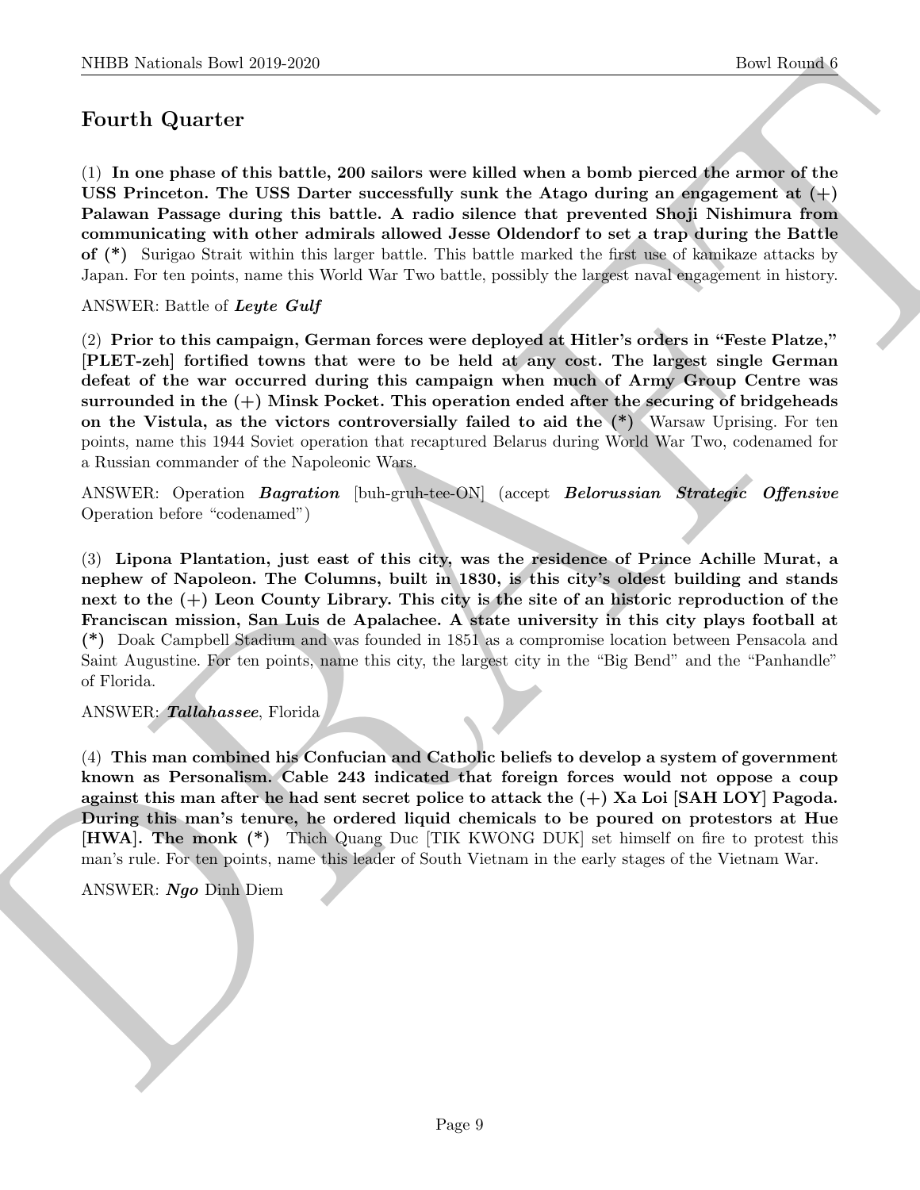## Fourth Quarter

(1) **In one phase of this battle, 200 sailors were killed when a bomb pierced the armor of the USS Princeton. The USS Darter successfully sunk the Atago during an engagement at (+) Palawan Passage during this battle. A radio silence that prevented Shoji Nishimura from communicating with other admirals allowed Jesse Oldendorf to set a trap during the Battle of (*)** Surigao Strait within this larger battle. This battle marked the first use of kamikaze attacks by Japan. For ten points, name this World War Two battle, possibly the largest naval engagement in history.

ANSWER: Battle of ***Leyte Gulf***

(2) **Prior to this campaign, German forces were deployed at Hitler's orders in "Feste Platze," [PLET-zeh] fortified towns that were to be held at any cost. The largest single German defeat of the war occurred during this campaign when much of Army Group Centre was surrounded in the (+) Minsk Pocket. This operation ended after the securing of bridgeheads on the Vistula, as the victors controversially failed to aid the (*)** Warsaw Uprising. For ten points, name this 1944 Soviet operation that recaptured Belarus during World War Two, codenamed for a Russian commander of the Napoleonic Wars.

ANSWER: Operation ***Bagration*** [buh-gruh-tee-ON] (accept ***Belorussian Strategic Offensive*** Operation before "codenamed")

(3) **Lipona Plantation, just east of this city, was the residence of Prince Achille Murat, a nephew of Napoleon. The Columns, built in 1830, is this city's oldest building and stands next to the (+) Leon County Library. This city is the site of an historic reproduction of the Franciscan mission, San Luis de Apalachee. A state university in this city plays football at (*)** Doak Campbell Stadium and was founded in 1851 as a compromise location between Pensacola and Saint Augustine. For ten points, name this city, the largest city in the "Big Bend" and the "Panhandle" of Florida.

ANSWER: ***Tallahassee***, Florida

(4) **This man combined his Confucian and Catholic beliefs to develop a system of government known as Personalism. Cable 243 indicated that foreign forces would not oppose a coup against this man after he had sent secret police to attack the (+) Xa Loi [SAH LOY] Pagoda. During this man's tenure, he ordered liquid chemicals to be poured on protestors at Hue [HWA]. The monk (*)** Thich Quang Duc [TIK KWONG DUK] set himself on fire to protest this man's rule. For ten points, name this leader of South Vietnam in the early stages of the Vietnam War.

ANSWER: ***Ngo*** Dinh Diem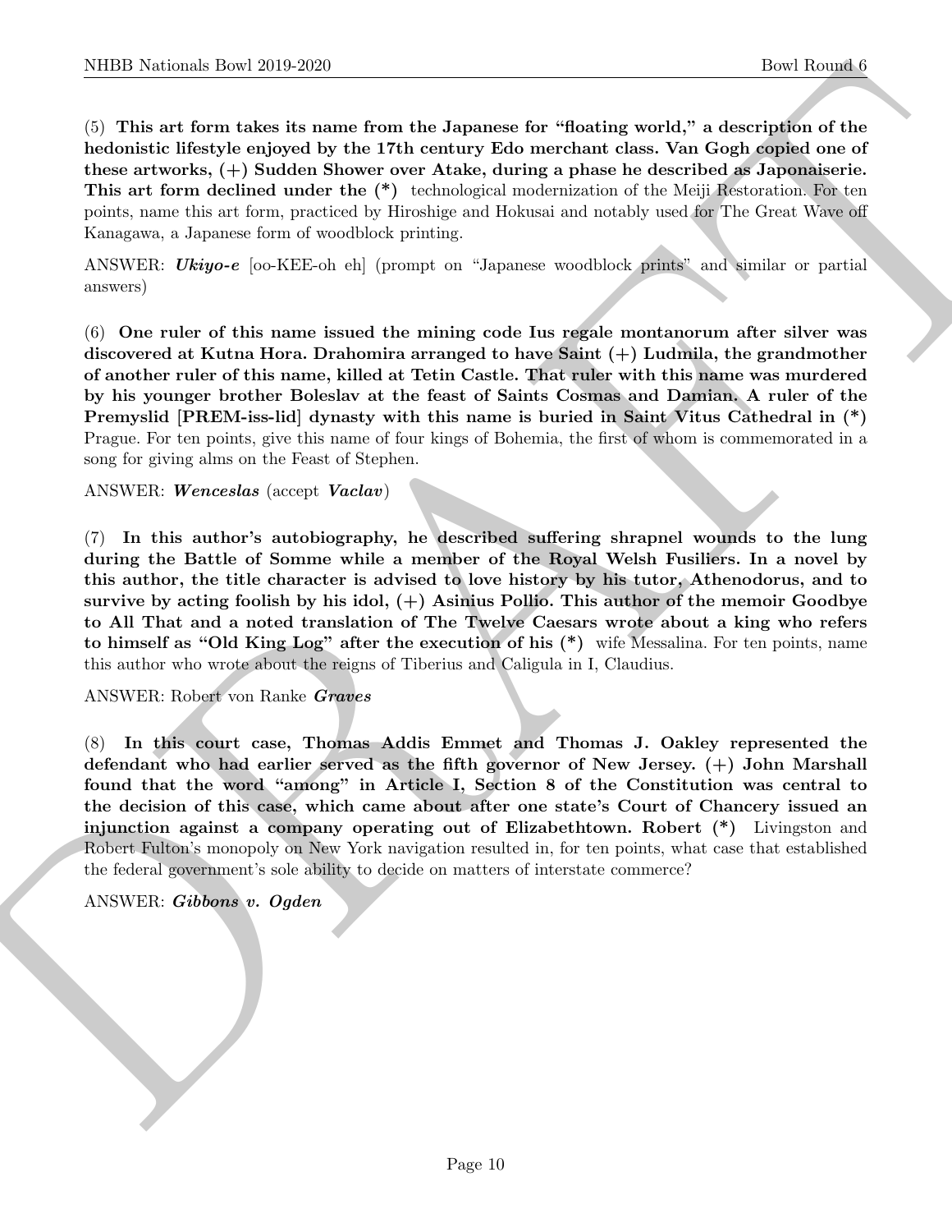(5) **This art form takes its name from the Japanese for "floating world," a description of the hedonistic lifestyle enjoyed by the 17th century Edo merchant class. Van Gogh copied one of these artworks, (+) Sudden Shower over Atake, during a phase he described as Japonaiserie. This art form declined under the (*)** technological modernization of the Meiji Restoration. For ten points, name this art form, practiced by Hiroshige and Hokusai and notably used for The Great Wave off Kanagawa, a Japanese form of woodblock printing.

ANSWER: ***Ukiyo-e*** [oo-KEE-oh eh] (prompt on "Japanese woodblock prints" and similar or partial answers)

(6) **One ruler of this name issued the mining code Ius regale montanorum after silver was discovered at Kutna Hora. Drahomira arranged to have Saint (+) Ludmila, the grandmother of another ruler of this name, killed at Tetin Castle. That ruler with this name was murdered by his younger brother Boleslav at the feast of Saints Cosmas and Damian. A ruler of the Premyslid [PREM-iss-lid] dynasty with this name is buried in Saint Vitus Cathedral in (*)** Prague. For ten points, give this name of four kings of Bohemia, the first of whom is commemorated in a song for giving alms on the Feast of Stephen.

ANSWER: ***Wenceslas*** (accept ***Vaclav***)

(7) **In this author's autobiography, he described suffering shrapnel wounds to the lung during the Battle of Somme while a member of the Royal Welsh Fusiliers. In a novel by this author, the title character is advised to love history by his tutor, Athenodorus, and to survive by acting foolish by his idol, (+) Asinius Pollio. This author of the memoir Goodbye to All That and a noted translation of The Twelve Caesars wrote about a king who refers to himself as "Old King Log" after the execution of his (*)** wife Messalina. For ten points, name this author who wrote about the reigns of Tiberius and Caligula in I, Claudius.

ANSWER: Robert von Ranke ***Graves***

(8) **In this court case, Thomas Addis Emmet and Thomas J. Oakley represented the defendant who had earlier served as the fifth governor of New Jersey. (+) John Marshall found that the word "among" in Article I, Section 8 of the Constitution was central to the decision of this case, which came about after one state's Court of Chancery issued an injunction against a company operating out of Elizabethtown. Robert (*)** Livingston and Robert Fulton's monopoly on New York navigation resulted in, for ten points, what case that established the federal government's sole ability to decide on matters of interstate commerce?

ANSWER: ***Gibbons v. Ogden***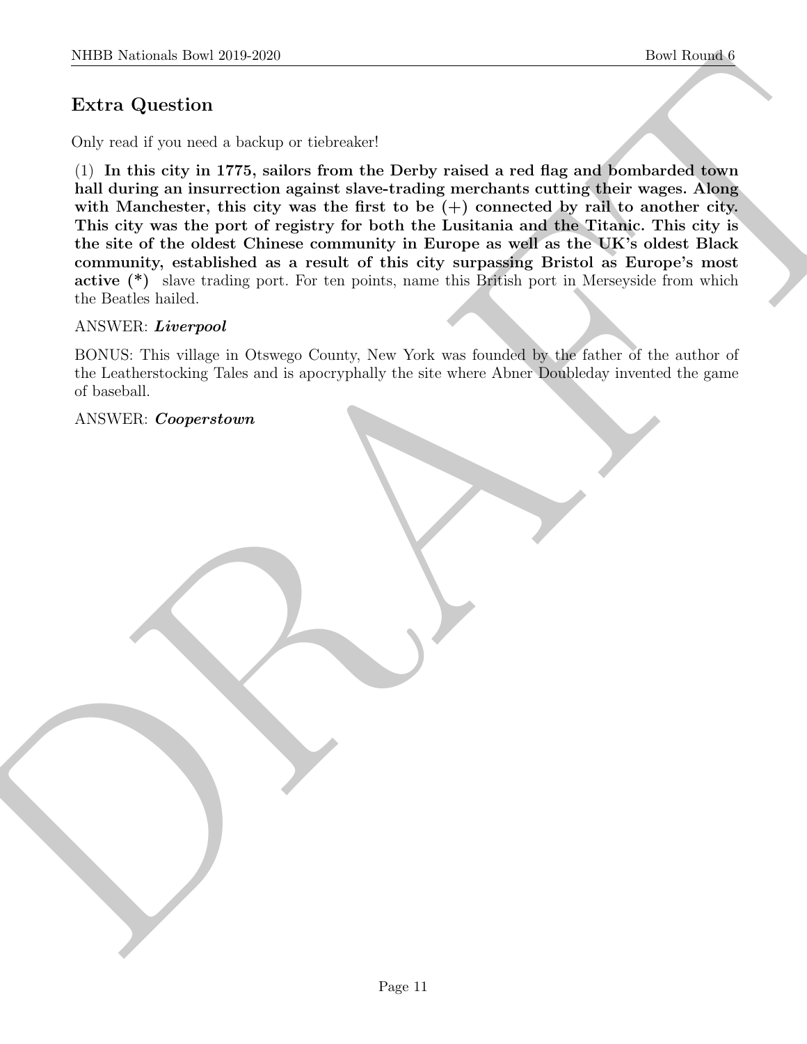## Extra Question

Only read if you need a backup or tiebreaker!

(1) **In this city in 1775, sailors from the Derby raised a red flag and bombarded town hall during an insurrection against slave-trading merchants cutting their wages. Along with Manchester, this city was the first to be (+) connected by rail to another city. This city was the port of registry for both the Lusitania and the Titanic. This city is the site of the oldest Chinese community in Europe as well as the UK's oldest Black community, established as a result of this city surpassing Bristol as Europe's most active (*)** slave trading port. For ten points, name this British port in Merseyside from which the Beatles hailed.

ANSWER: ***Liverpool***

BONUS: This village in Otswego County, New York was founded by the father of the author of the Leatherstocking Tales and is apocryphally the site where Abner Doubleday invented the game of baseball.

ANSWER: ***Cooperstown***